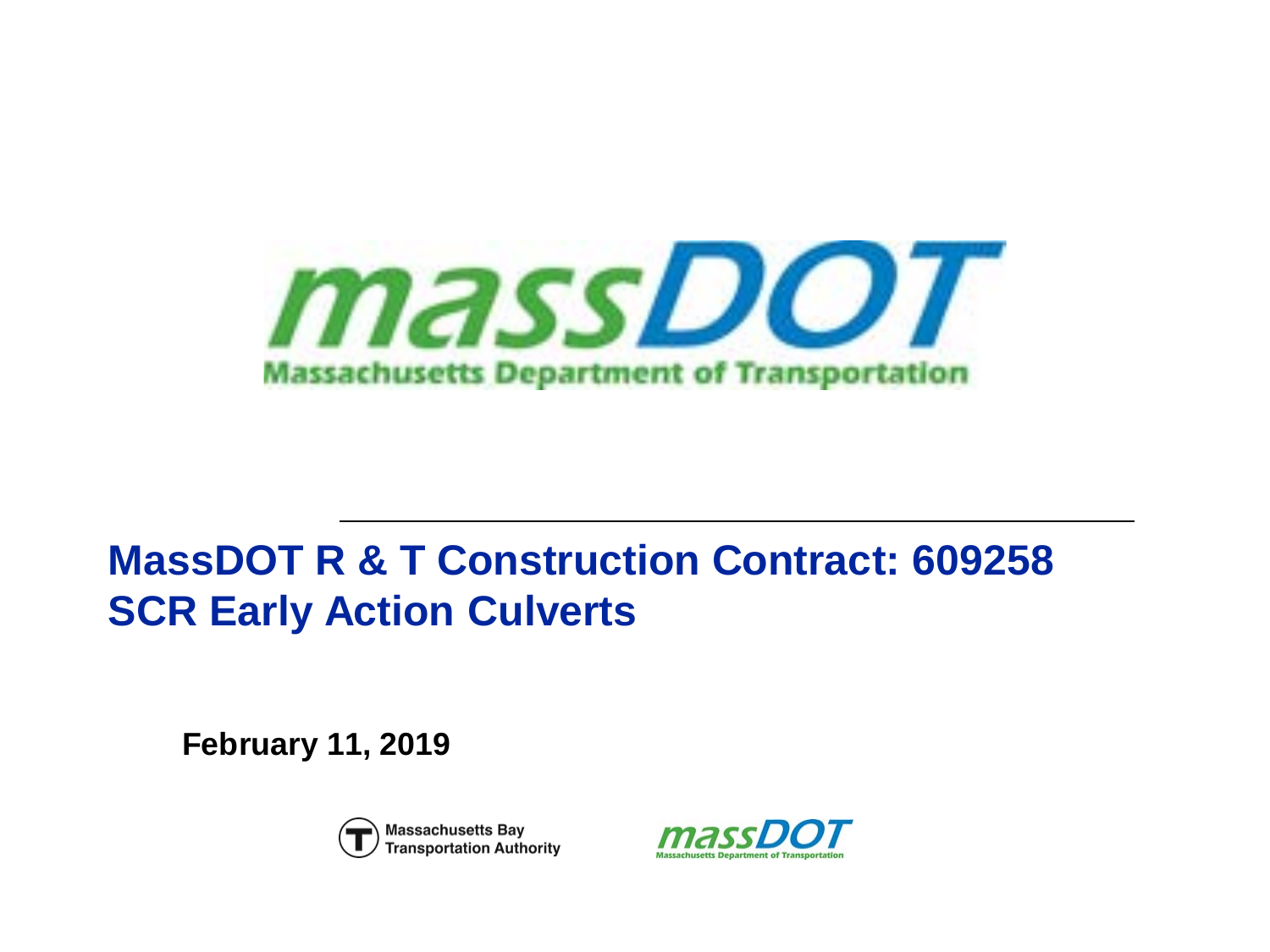massDOT

Massachusetts Department of Transportation

# MassDOT R & T Construction Contract: 609258
# SCR Early Action Culverts

**February 11, 2019**

Massachusetts Bay Transportation Authority

massDOT Massachusetts Department of Transportation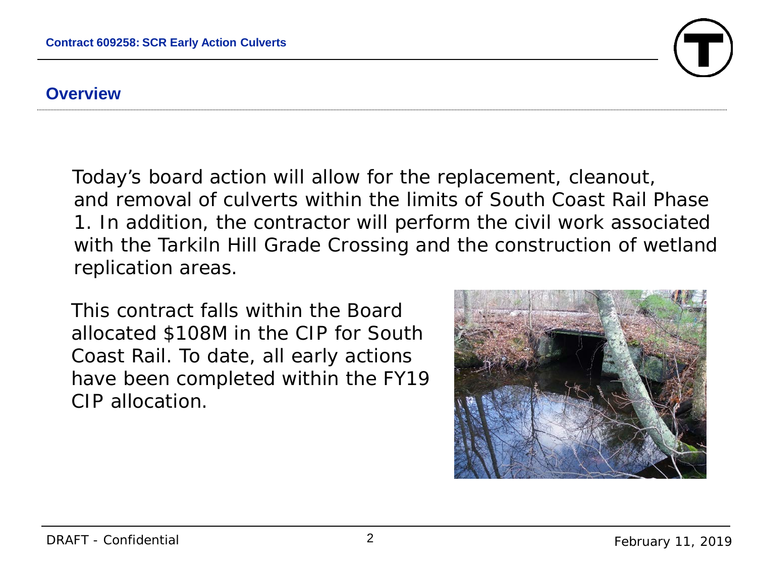## Overview

Today's board action will allow for the replacement, cleanout, and removal of culverts within the limits of South Coast Rail Phase 1. In addition, the contractor will perform the civil work associated with the Tarkiln Hill Grade Crossing and the construction of wetland replication areas.

This contract falls within the Board allocated $108M in the CIP for South Coast Rail. To date, all early actions have been completed within the FY19 CIP allocation.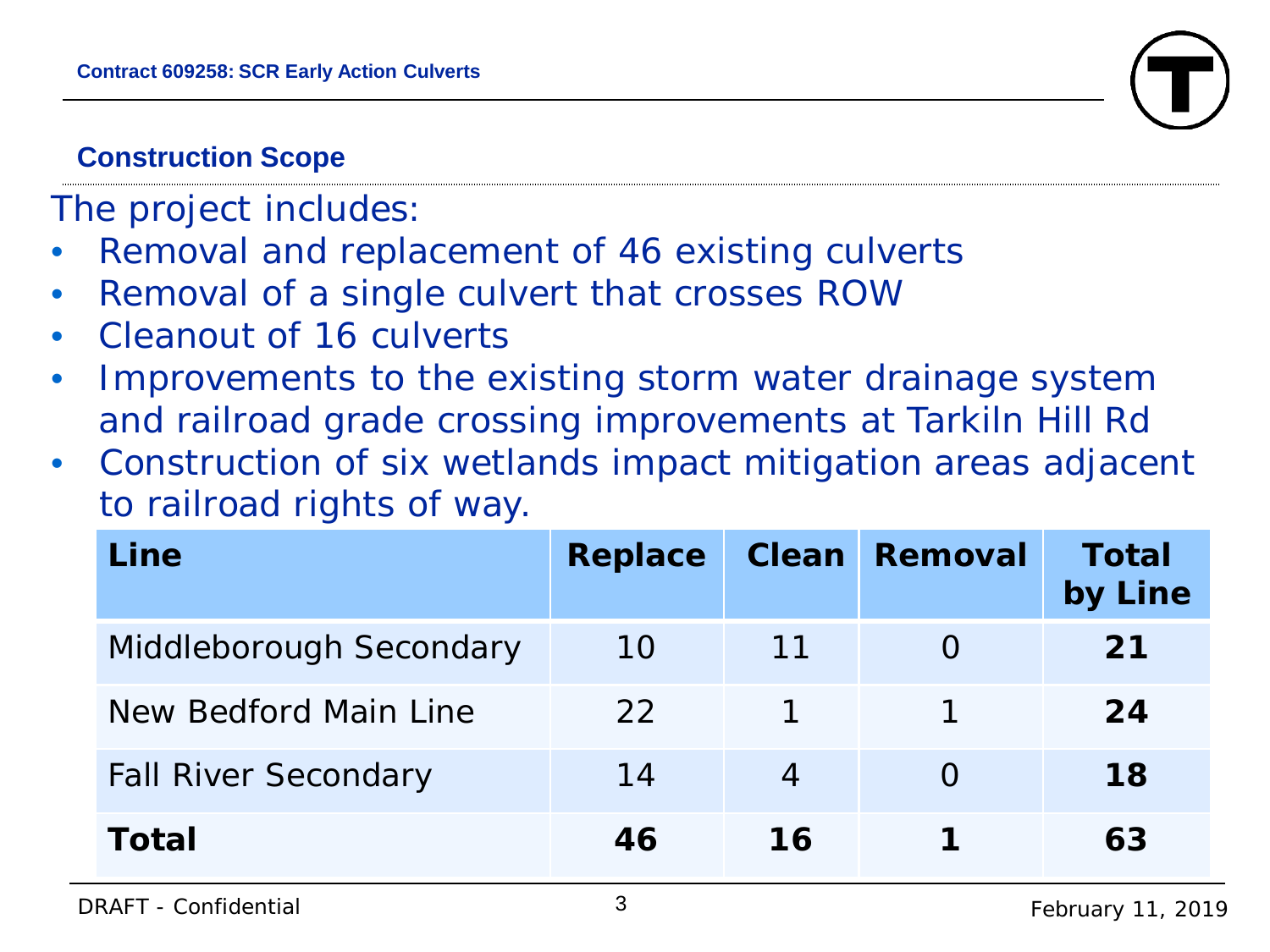Contract 609258: SCR Early Action Culverts

## Construction Scope

The project includes:

- Removal and replacement of 46 existing culverts
- Removal of a single culvert that crosses ROW
- Cleanout of 16 culverts
- Improvements to the existing storm water drainage system and railroad grade crossing improvements at Tarkiln Hill Rd
- Construction of six wetlands impact mitigation areas adjacent to railroad rights of way.

| Line | Replace | Clean | Removal | Total by Line |
|---|---|---|---|---|
| Middleborough Secondary | 10 | 11 | 0 | **21** |
| New Bedford Main Line | 22 | 1 | 1 | **24** |
| Fall River Secondary | 14 | 4 | 0 | **18** |
| **Total** | **46** | **16** | **1** | **63** |

DRAFT - Confidential

February 11, 2019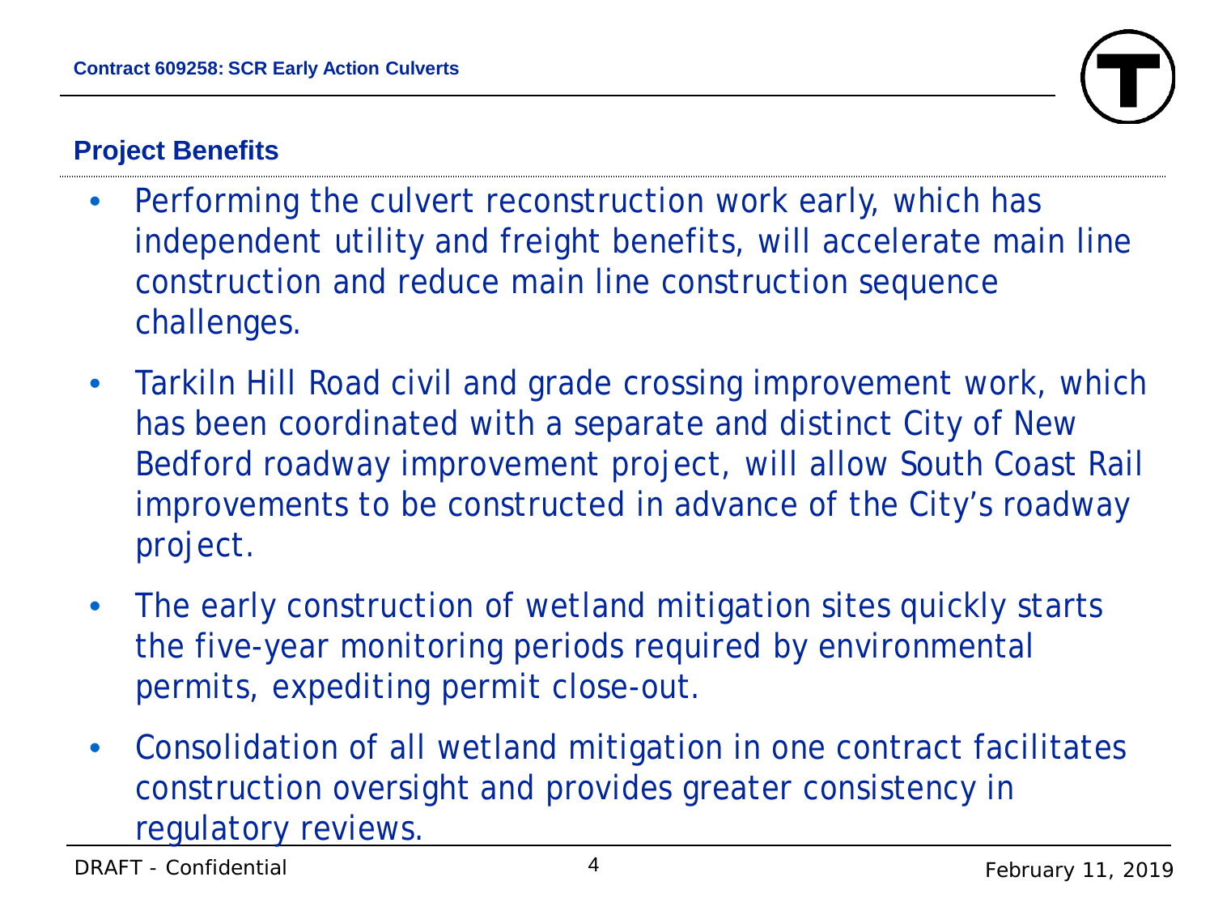## Project Benefits

- Performing the culvert reconstruction work early, which has independent utility and freight benefits, will accelerate main line construction and reduce main line construction sequence challenges.
- Tarkiln Hill Road civil and grade crossing improvement work, which has been coordinated with a separate and distinct City of New Bedford roadway improvement project, will allow South Coast Rail improvements to be constructed in advance of the City's roadway project.
- The early construction of wetland mitigation sites quickly starts the five-year monitoring periods required by environmental permits, expediting permit close-out.
- Consolidation of all wetland mitigation in one contract facilitates construction oversight and provides greater consistency in regulatory reviews.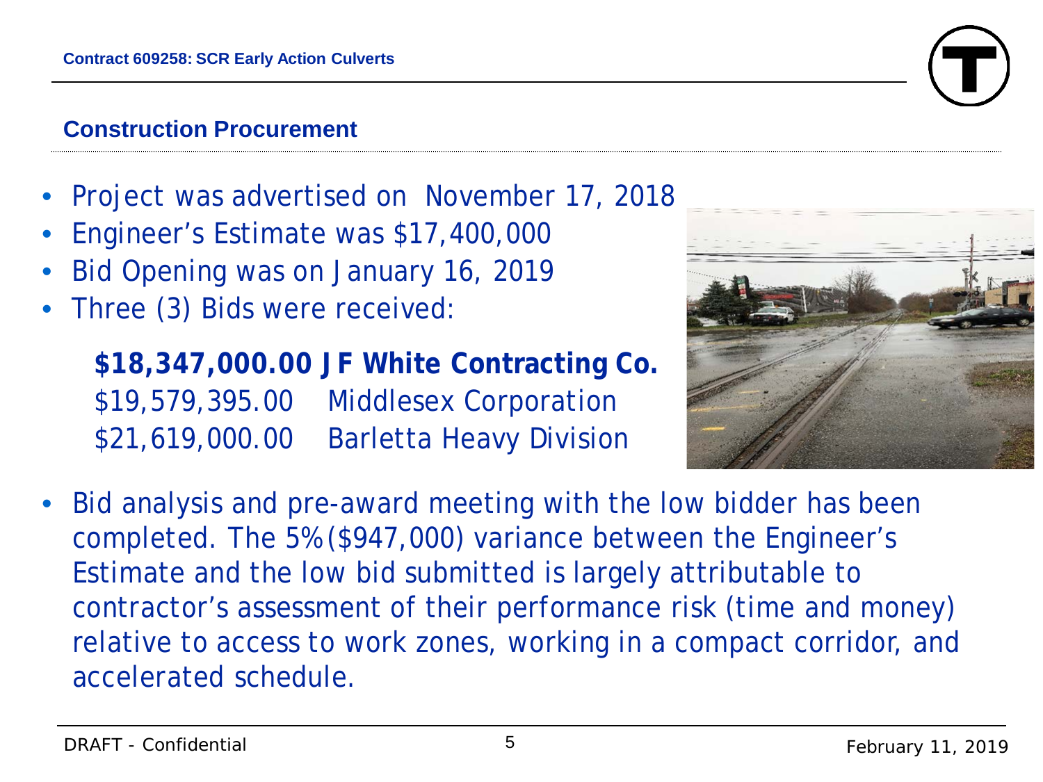## Construction Procurement

- Project was advertised on November 17, 2018
- Engineer's Estimate was $17,400,000
- Bid Opening was on January 16, 2019
- Three (3) Bids were received:

  **$18,347,000.00 JF White Contracting Co.**
  $19,579,395.00 Middlesex Corporation
  $21,619,000.00 Barletta Heavy Division

- Bid analysis and pre-award meeting with the low bidder has been completed. The 5% ($947,000) variance between the Engineer's Estimate and the low bid submitted is largely attributable to contractor's assessment of their performance risk (time and money) relative to access to work zones, working in a compact corridor, and accelerated schedule.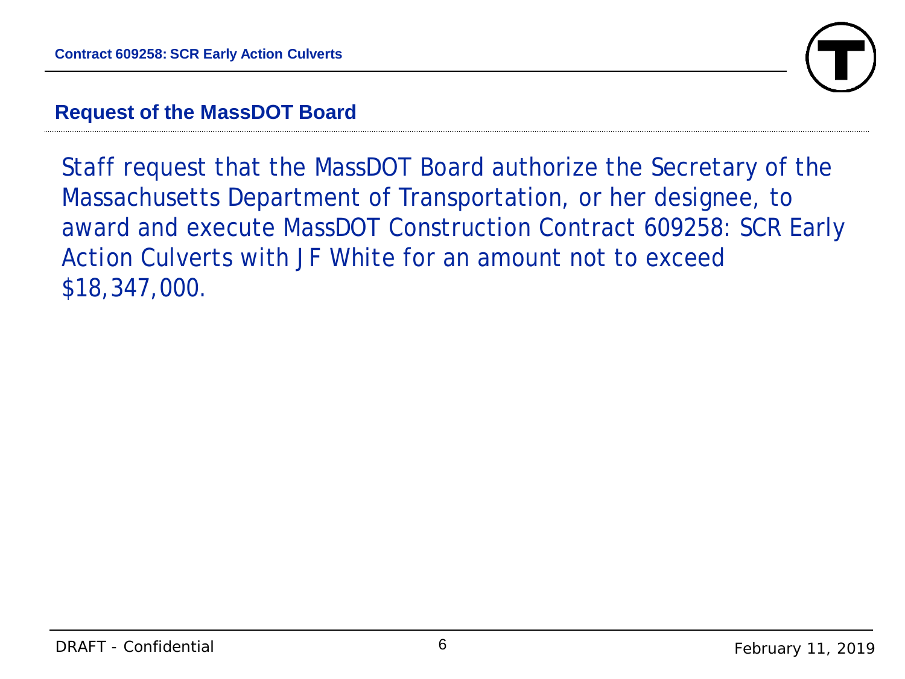## Request of the MassDOT Board

Staff request that the MassDOT Board authorize the Secretary of the Massachusetts Department of Transportation, or her designee, to award and execute MassDOT Construction Contract 609258: SCR Early Action Culverts with JF White for an amount not to exceed $18,347,000.